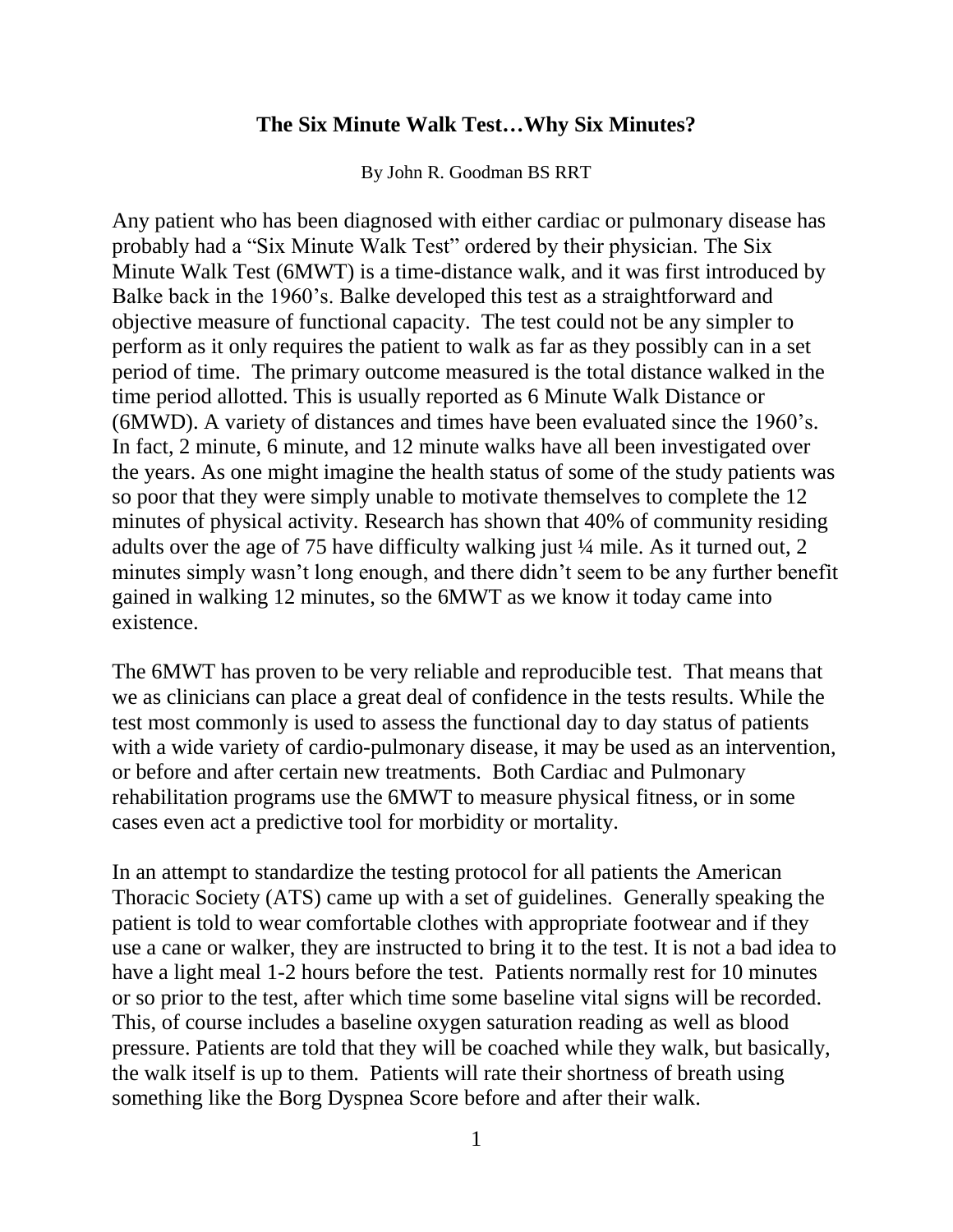# The Six Minute Walk Test…Why Six Minutes?

By John R. Goodman BS RRT

Any patient who has been diagnosed with either cardiac or pulmonary disease has probably had a "Six Minute Walk Test" ordered by their physician. The Six Minute Walk Test (6MWT) is a time-distance walk, and it was first introduced by Balke back in the 1960's. Balke developed this test as a straightforward and objective measure of functional capacity. The test could not be any simpler to perform as it only requires the patient to walk as far as they possibly can in a set period of time. The primary outcome measured is the total distance walked in the time period allotted. This is usually reported as 6 Minute Walk Distance or (6MWD). A variety of distances and times have been evaluated since the 1960's. In fact, 2 minute, 6 minute, and 12 minute walks have all been investigated over the years. As one might imagine the health status of some of the study patients was so poor that they were simply unable to motivate themselves to complete the 12 minutes of physical activity. Research has shown that 40% of community residing adults over the age of 75 have difficulty walking just ¼ mile. As it turned out, 2 minutes simply wasn't long enough, and there didn't seem to be any further benefit gained in walking 12 minutes, so the 6MWT as we know it today came into existence.

The 6MWT has proven to be very reliable and reproducible test. That means that we as clinicians can place a great deal of confidence in the tests results. While the test most commonly is used to assess the functional day to day status of patients with a wide variety of cardio-pulmonary disease, it may be used as an intervention, or before and after certain new treatments. Both Cardiac and Pulmonary rehabilitation programs use the 6MWT to measure physical fitness, or in some cases even act a predictive tool for morbidity or mortality.

In an attempt to standardize the testing protocol for all patients the American Thoracic Society (ATS) came up with a set of guidelines. Generally speaking the patient is told to wear comfortable clothes with appropriate footwear and if they use a cane or walker, they are instructed to bring it to the test. It is not a bad idea to have a light meal 1-2 hours before the test. Patients normally rest for 10 minutes or so prior to the test, after which time some baseline vital signs will be recorded. This, of course includes a baseline oxygen saturation reading as well as blood pressure. Patients are told that they will be coached while they walk, but basically, the walk itself is up to them. Patients will rate their shortness of breath using something like the Borg Dyspnea Score before and after their walk.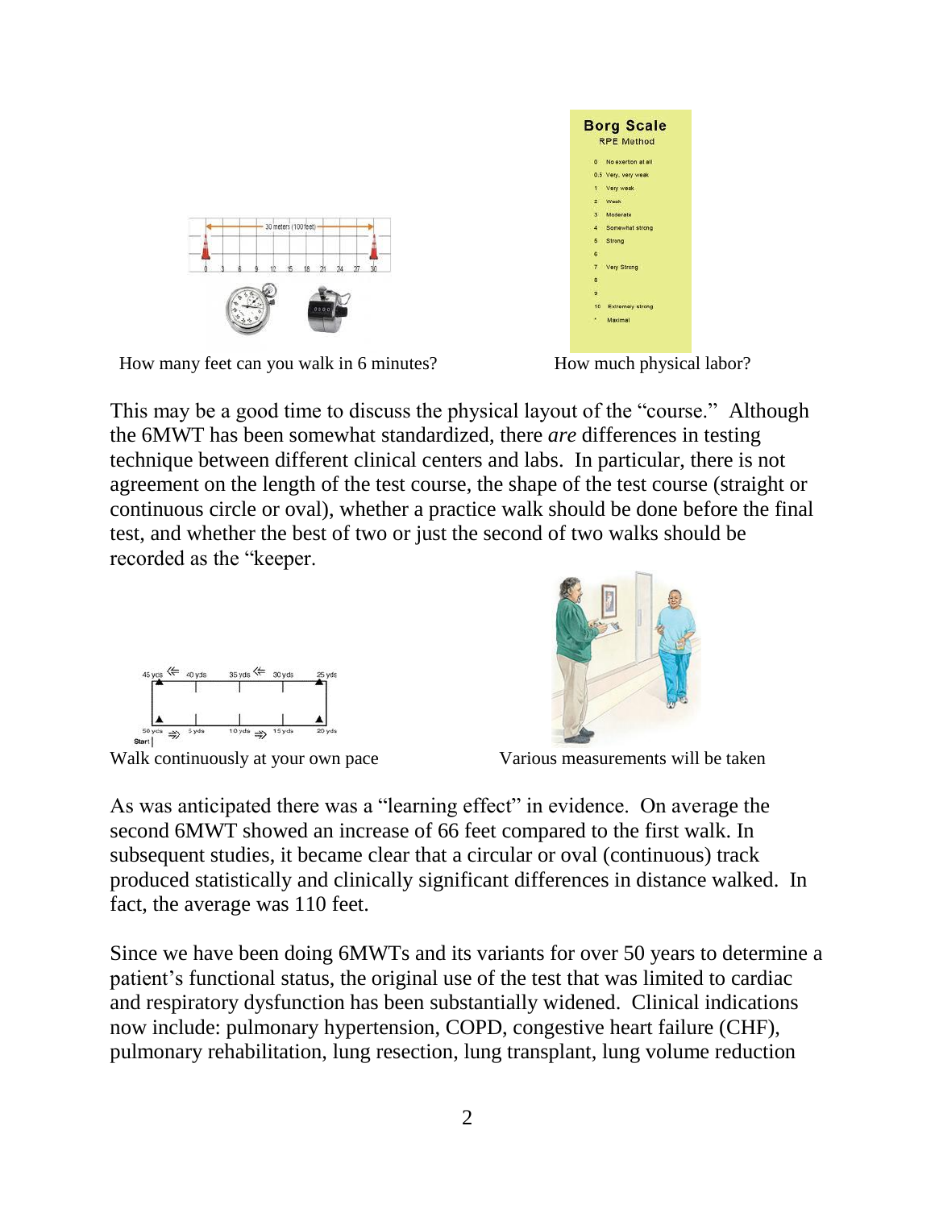How many feet can you walk in 6 minutes?

How much physical labor?

This may be a good time to discuss the physical layout of the "course." Although the 6MWT has been somewhat standardized, there *are* differences in testing technique between different clinical centers and labs. In particular, there is not agreement on the length of the test course, the shape of the test course (straight or continuous circle or oval), whether a practice walk should be done before the final test, and whether the best of two or just the second of two walks should be recorded as the "keeper.

Walk continuously at your own pace

Various measurements will be taken

As was anticipated there was a "learning effect" in evidence. On average the second 6MWT showed an increase of 66 feet compared to the first walk. In subsequent studies, it became clear that a circular or oval (continuous) track produced statistically and clinically significant differences in distance walked. In fact, the average was 110 feet.

Since we have been doing 6MWTs and its variants for over 50 years to determine a patient's functional status, the original use of the test that was limited to cardiac and respiratory dysfunction has been substantially widened. Clinical indications now include: pulmonary hypertension, COPD, congestive heart failure (CHF), pulmonary rehabilitation, lung resection, lung transplant, lung volume reduction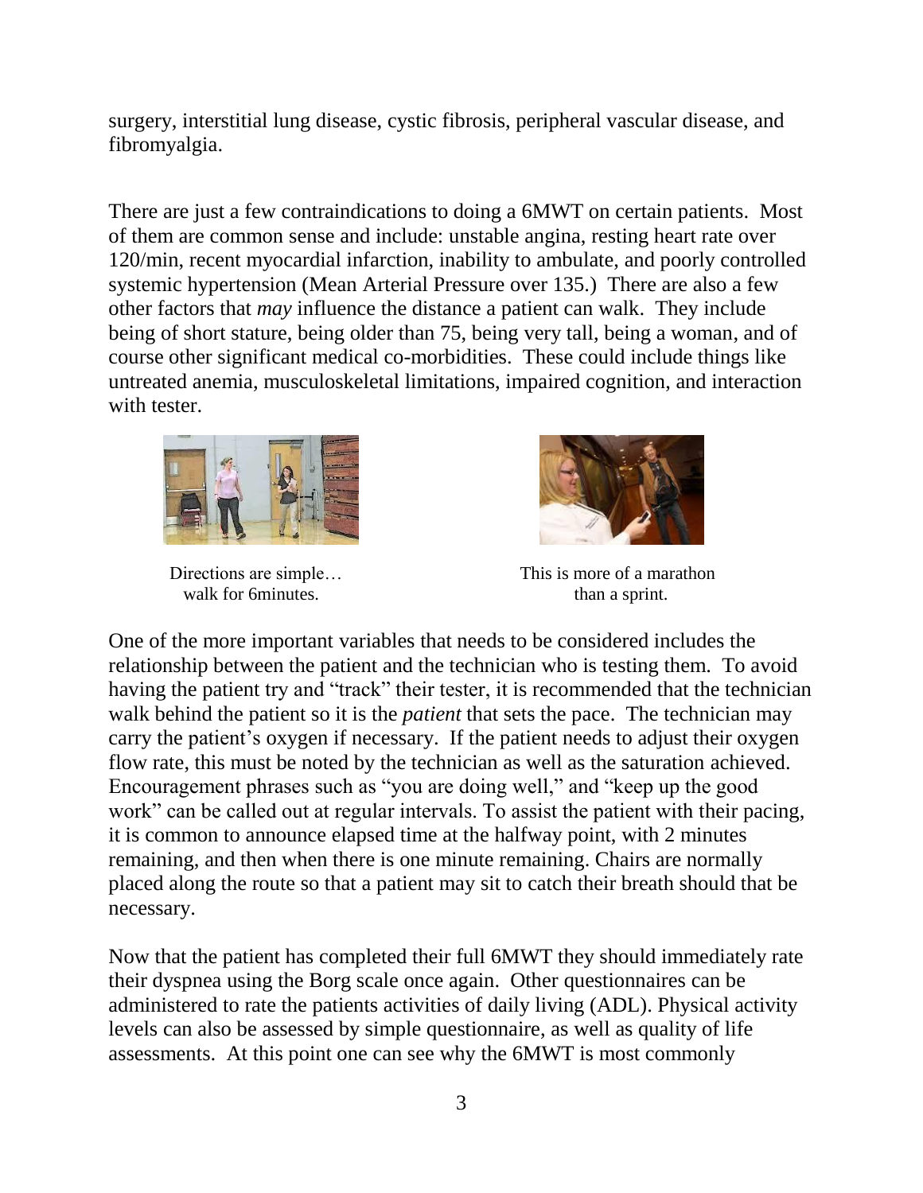surgery, interstitial lung disease, cystic fibrosis, peripheral vascular disease, and fibromyalgia.

There are just a few contraindications to doing a 6MWT on certain patients. Most of them are common sense and include: unstable angina, resting heart rate over 120/min, recent myocardial infarction, inability to ambulate, and poorly controlled systemic hypertension (Mean Arterial Pressure over 135.) There are also a few other factors that *may* influence the distance a patient can walk. They include being of short stature, being older than 75, being very tall, being a woman, and of course other significant medical co-morbidities. These could include things like untreated anemia, musculoskeletal limitations, impaired cognition, and interaction with tester.

Directions are simple… walk for 6minutes.

This is more of a marathon than a sprint.

One of the more important variables that needs to be considered includes the relationship between the patient and the technician who is testing them. To avoid having the patient try and "track" their tester, it is recommended that the technician walk behind the patient so it is the *patient* that sets the pace. The technician may carry the patient's oxygen if necessary. If the patient needs to adjust their oxygen flow rate, this must be noted by the technician as well as the saturation achieved. Encouragement phrases such as "you are doing well," and "keep up the good work" can be called out at regular intervals. To assist the patient with their pacing, it is common to announce elapsed time at the halfway point, with 2 minutes remaining, and then when there is one minute remaining. Chairs are normally placed along the route so that a patient may sit to catch their breath should that be necessary.

Now that the patient has completed their full 6MWT they should immediately rate their dyspnea using the Borg scale once again. Other questionnaires can be administered to rate the patients activities of daily living (ADL). Physical activity levels can also be assessed by simple questionnaire, as well as quality of life assessments. At this point one can see why the 6MWT is most commonly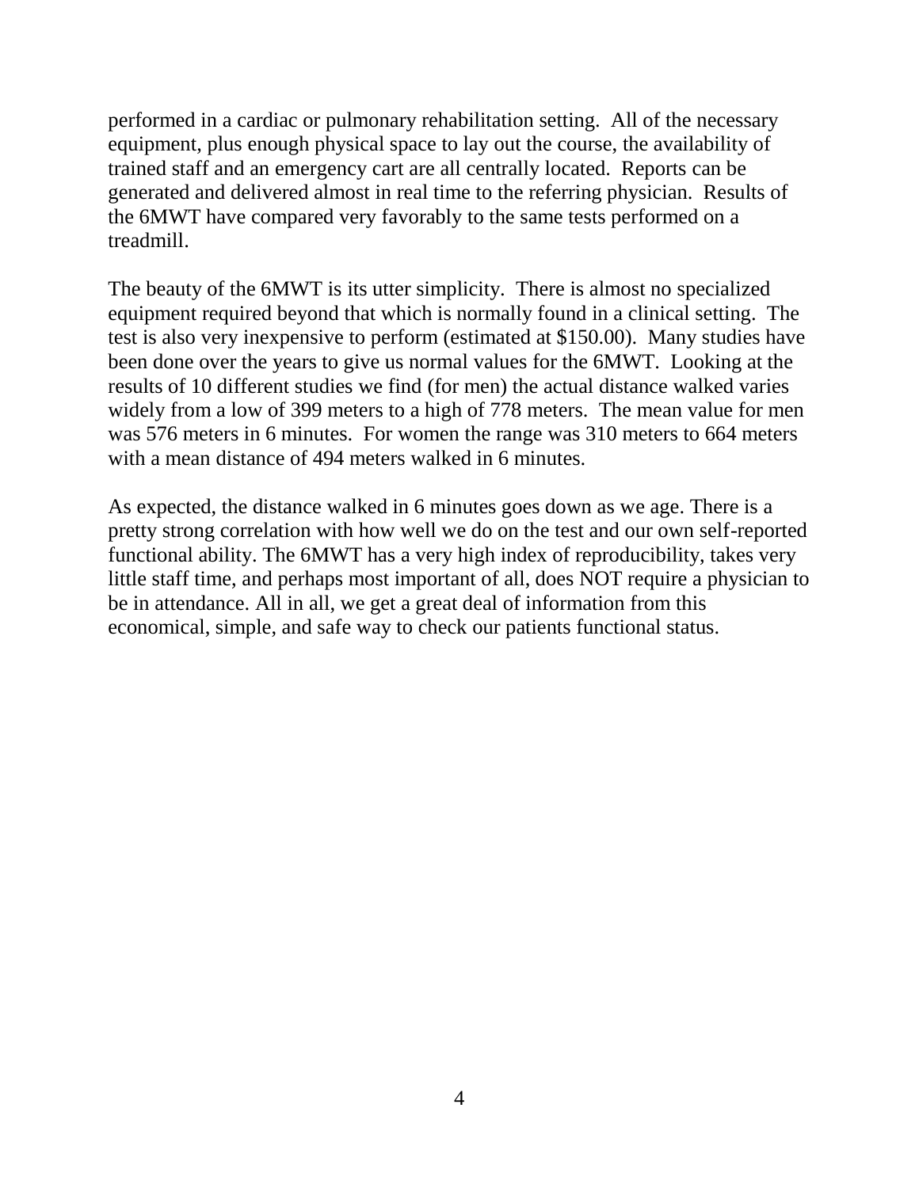performed in a cardiac or pulmonary rehabilitation setting. All of the necessary equipment, plus enough physical space to lay out the course, the availability of trained staff and an emergency cart are all centrally located. Reports can be generated and delivered almost in real time to the referring physician. Results of the 6MWT have compared very favorably to the same tests performed on a treadmill.

The beauty of the 6MWT is its utter simplicity. There is almost no specialized equipment required beyond that which is normally found in a clinical setting. The test is also very inexpensive to perform (estimated at $150.00). Many studies have been done over the years to give us normal values for the 6MWT. Looking at the results of 10 different studies we find (for men) the actual distance walked varies widely from a low of 399 meters to a high of 778 meters. The mean value for men was 576 meters in 6 minutes. For women the range was 310 meters to 664 meters with a mean distance of 494 meters walked in 6 minutes.

As expected, the distance walked in 6 minutes goes down as we age. There is a pretty strong correlation with how well we do on the test and our own self-reported functional ability. The 6MWT has a very high index of reproducibility, takes very little staff time, and perhaps most important of all, does NOT require a physician to be in attendance. All in all, we get a great deal of information from this economical, simple, and safe way to check our patients functional status.